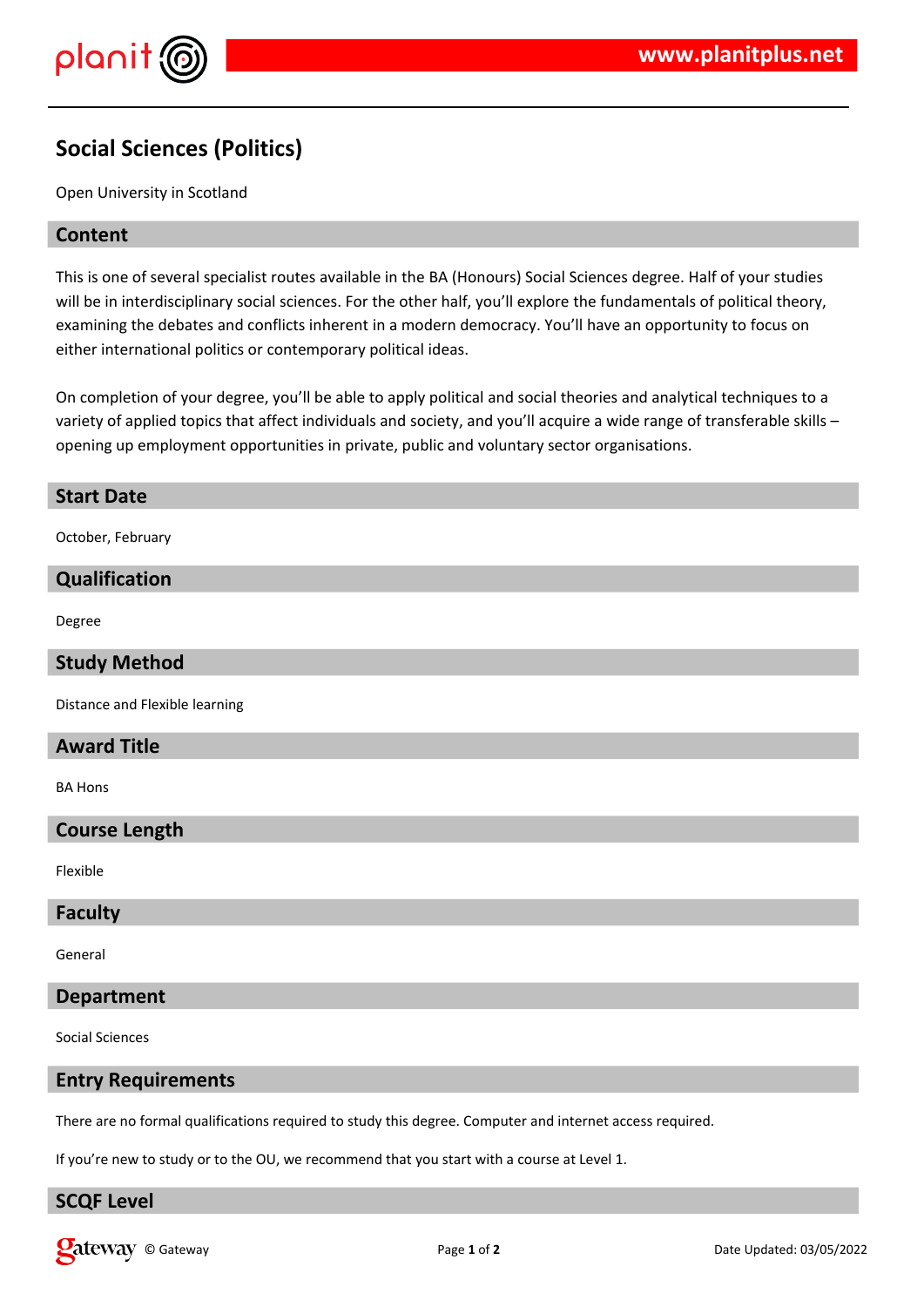# Social Sciences (Politics)

Open University in Scotland

## Content

This is one of several specialist routes available in the BA (Honours) Social Sciences degree. Half of your studies will be in interdisciplinary social sciences. For the other half, you'll explore the fundamentals of political theory, examining the debates and conflicts inherent in a modern democracy. You'll have an opportunity to focus on either international politics or contemporary political ideas.

On completion of your degree, you'll be able to apply political and social theories and analytical techniques to a variety of applied topics that affect individuals and society, and you'll acquire a wide range of transferable skills – opening up employment opportunities in private, public and voluntary sector organisations.

## Start Date

October, February

## Qualification

Degree

## Study Method

Distance and Flexible learning

## Award Title

BA Hons

## Course Length

Flexible

## Faculty

General

## Department

Social Sciences

## Entry Requirements

There are no formal qualifications required to study this degree. Computer and internet access required.

If you're new to study or to the OU, we recommend that you start with a course at Level 1.

## SCQF Level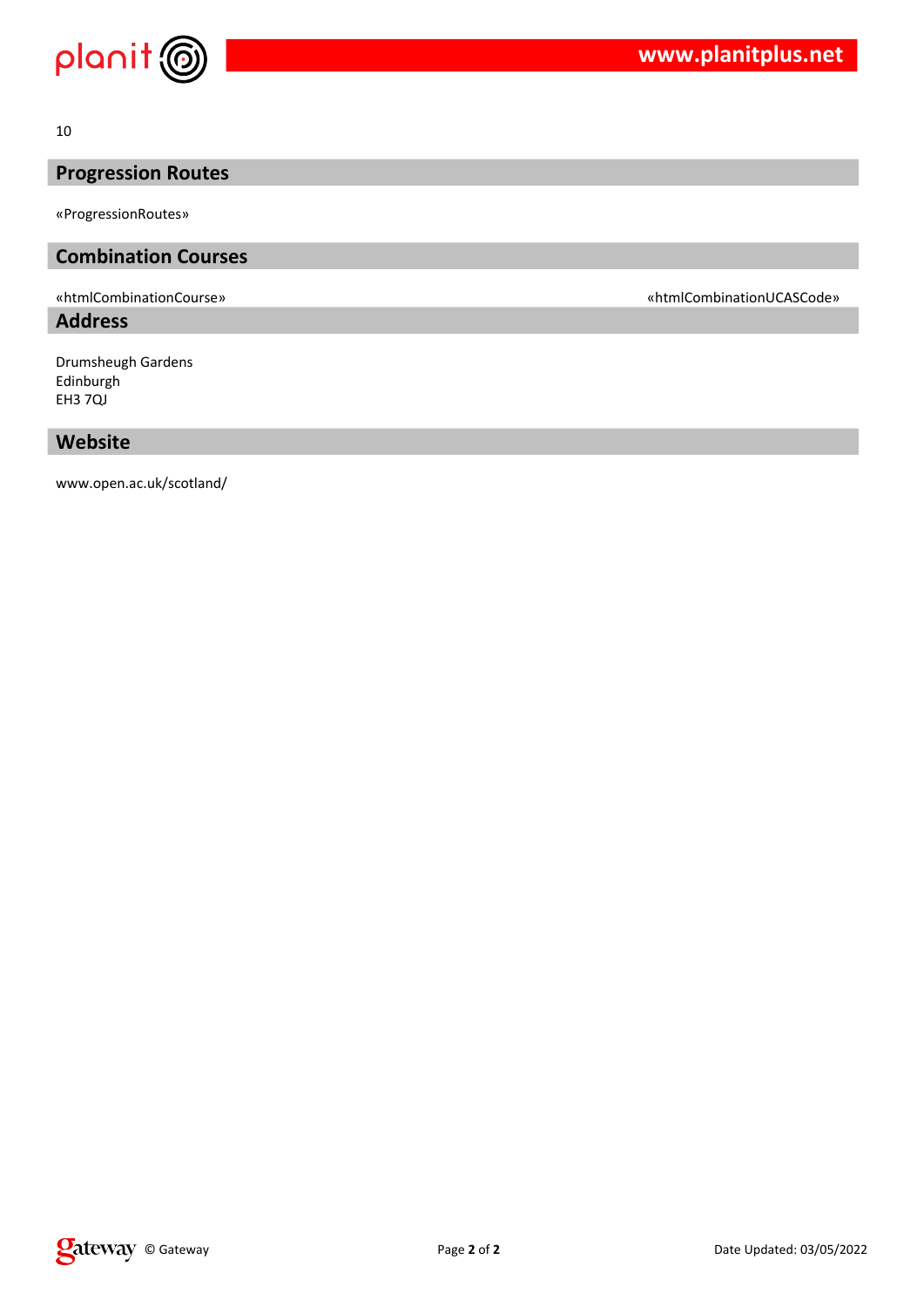10

## Progression Routes

«ProgressionRoutes»

## Combination Courses

«htmlCombinationCourse» «htmlCombinationUCASCode»

## Address

Drumsheugh Gardens
Edinburgh
EH3 7QJ

## Website

www.open.ac.uk/scotland/